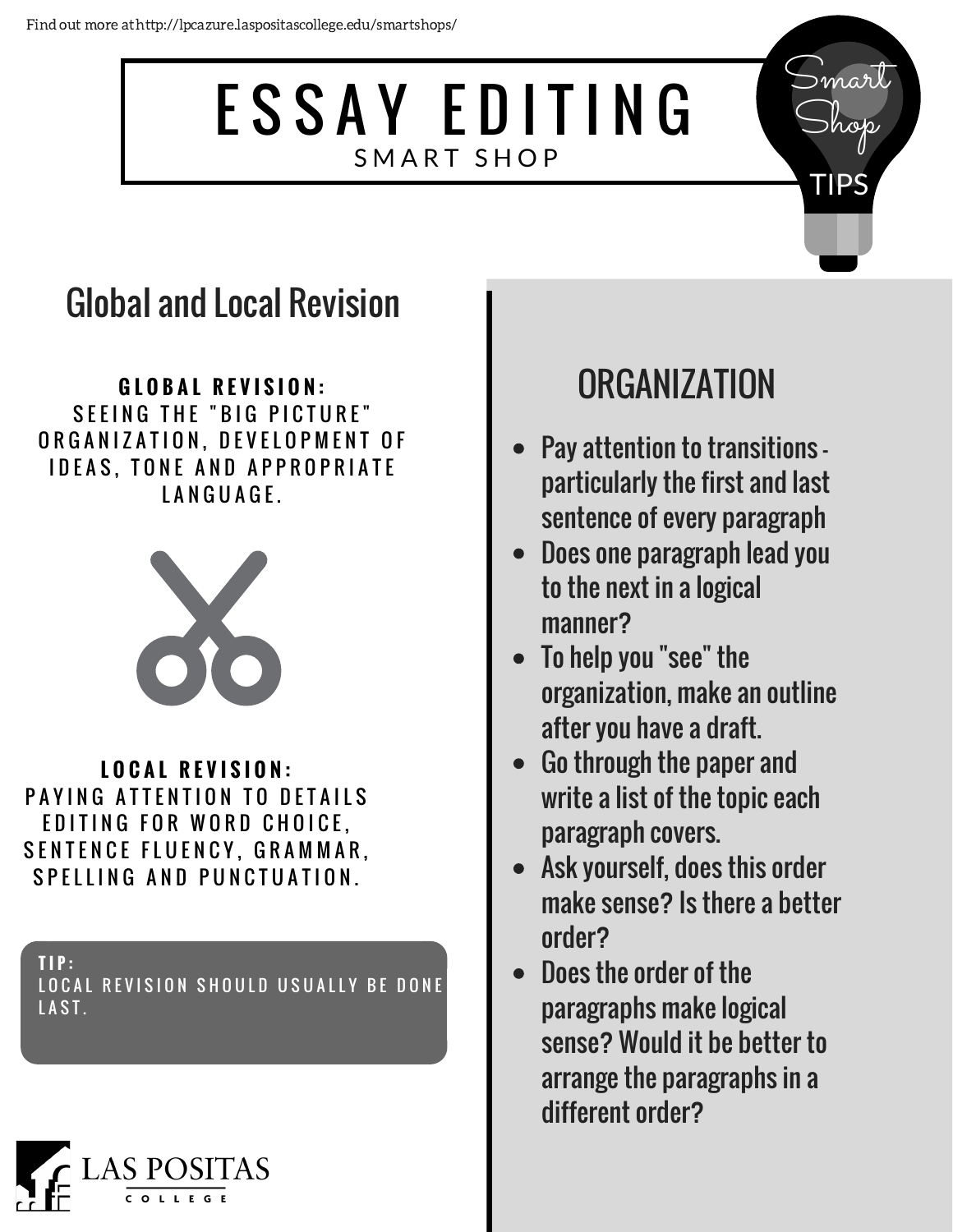Find out more at http://lpcazure.laspositascollege.edu/smartshops/

# ESSAY EDITING

SMART SHOP

Smart Shop TIPS

## Global and Local Revision

**GLOBAL REVISION:**
SEEING THE "BIG PICTURE" ORGANIZATION, DEVELOPMENT OF IDEAS, TONE AND APPROPRIATE LANGUAGE.

**LOCAL REVISION:**
PAYING ATTENTION TO DETAILS EDITING FOR WORD CHOICE, SENTENCE FLUENCY, GRAMMAR, SPELLING AND PUNCTUATION.

**TIP:**
LOCAL REVISION SHOULD USUALLY BE DONE LAST.

## ORGANIZATION

- Pay attention to transitions - particularly the first and last sentence of every paragraph
- Does one paragraph lead you to the next in a logical manner?
- To help you "see" the organization, make an outline after you have a draft.
- Go through the paper and write a list of the topic each paragraph covers.
- Ask yourself, does this order make sense? Is there a better order?
- Does the order of the paragraphs make logical sense? Would it be better to arrange the paragraphs in a different order?

LAS POSITAS COLLEGE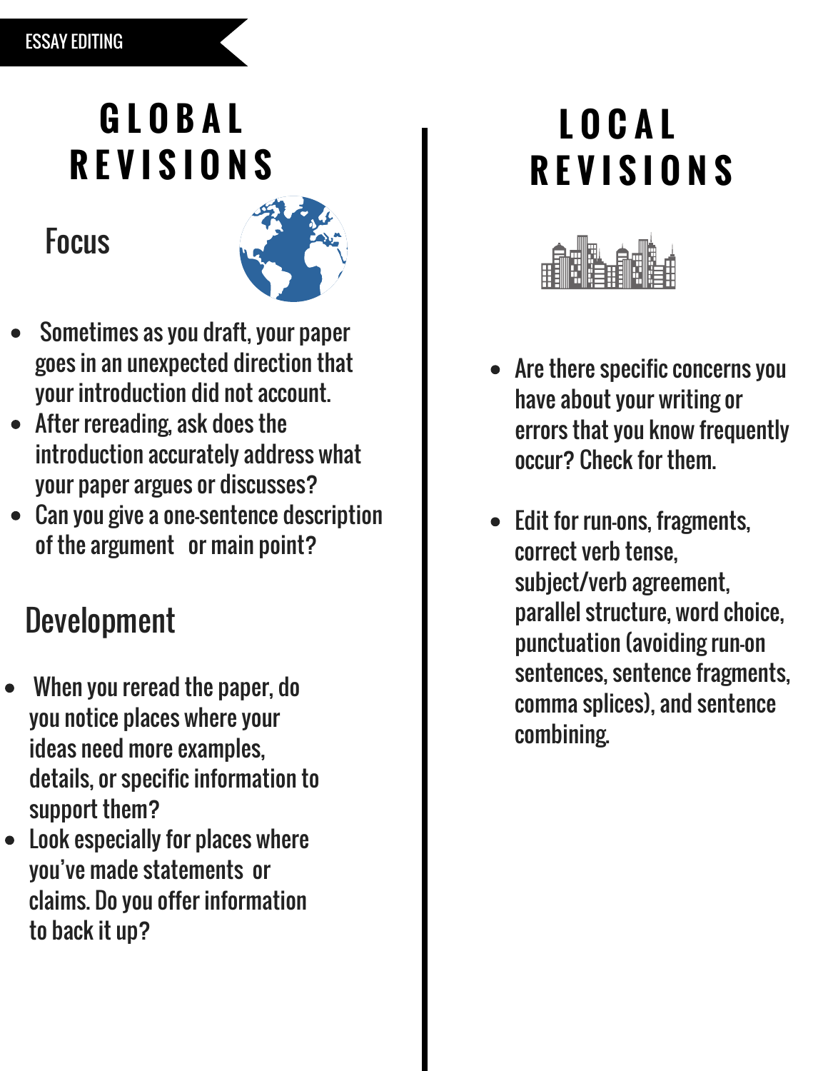ESSAY EDITING

# GLOBAL REVISIONS

## Focus

- Sometimes as you draft, your paper goes in an unexpected direction that your introduction did not account.
- After rereading, ask does the introduction accurately address what your paper argues or discusses?
- Can you give a one-sentence description of the argument or main point?

## Development

- When you reread the paper, do you notice places where your ideas need more examples, details, or specific information to support them?
- Look especially for places where you've made statements or claims. Do you offer information to back it up?

# LOCAL REVISIONS

- Are there specific concerns you have about your writing or errors that you know frequently occur? Check for them.
- Edit for run-ons, fragments, correct verb tense, subject/verb agreement, parallel structure, word choice, punctuation (avoiding run-on sentences, sentence fragments, comma splices), and sentence combining.